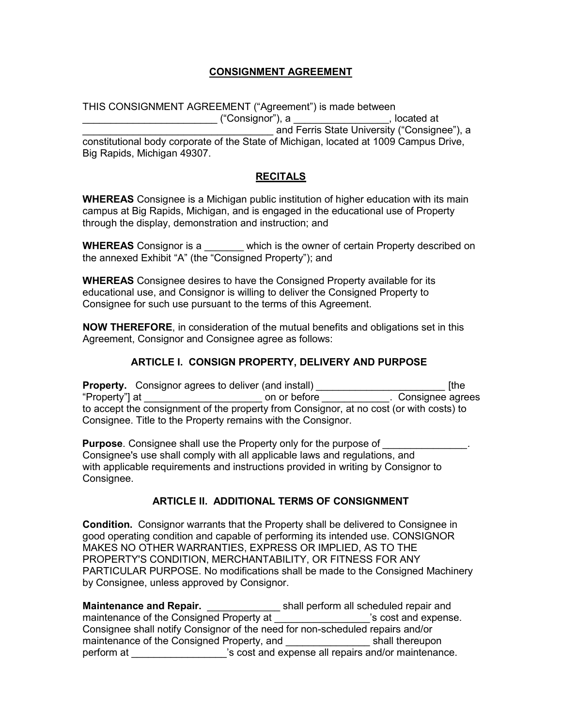# CONSIGNMENT AGREEMENT

THIS CONSIGNMENT AGREEMENT ("Agreement") is made between ________________________ ("Consignor"), a ________________, located at __________________________________ and Ferris State University ("Consignee"), a constitutional body corporate of the State of Michigan, located at 1009 Campus Drive, Big Rapids, Michigan 49307.

## RECITALS

**WHEREAS** Consignee is a Michigan public institution of higher education with its main campus at Big Rapids, Michigan, and is engaged in the educational use of Property through the display, demonstration and instruction; and

**WHEREAS** Consignor is a _______ which is the owner of certain Property described on the annexed Exhibit "A" (the "Consigned Property"); and

**WHEREAS** Consignee desires to have the Consigned Property available for its educational use, and Consignor is willing to deliver the Consigned Property to Consignee for such use pursuant to the terms of this Agreement.

**NOW THEREFORE**, in consideration of the mutual benefits and obligations set in this Agreement, Consignor and Consignee agree as follows:

## ARTICLE I. CONSIGN PROPERTY, DELIVERY AND PURPOSE

**Property.** Consignor agrees to deliver (and install) _______________________ [the "Property"] at _____________________ on or before ____________. Consignee agrees to accept the consignment of the property from Consignor, at no cost (or with costs) to Consignee. Title to the Property remains with the Consignor.

**Purpose**. Consignee shall use the Property only for the purpose of _______________. Consignee's use shall comply with all applicable laws and regulations, and with applicable requirements and instructions provided in writing by Consignor to Consignee.

## ARTICLE II. ADDITIONAL TERMS OF CONSIGNMENT

**Condition.** Consignor warrants that the Property shall be delivered to Consignee in good operating condition and capable of performing its intended use. CONSIGNOR MAKES NO OTHER WARRANTIES, EXPRESS OR IMPLIED, AS TO THE PROPERTY'S CONDITION, MERCHANTABILITY, OR FITNESS FOR ANY PARTICULAR PURPOSE. No modifications shall be made to the Consigned Machinery by Consignee, unless approved by Consignor.

**Maintenance and Repair.** _____________ shall perform all scheduled repair and maintenance of the Consigned Property at _________________'s cost and expense. Consignee shall notify Consignor of the need for non-scheduled repairs and/or maintenance of the Consigned Property, and _______________ shall thereupon perform at _________________'s cost and expense all repairs and/or maintenance.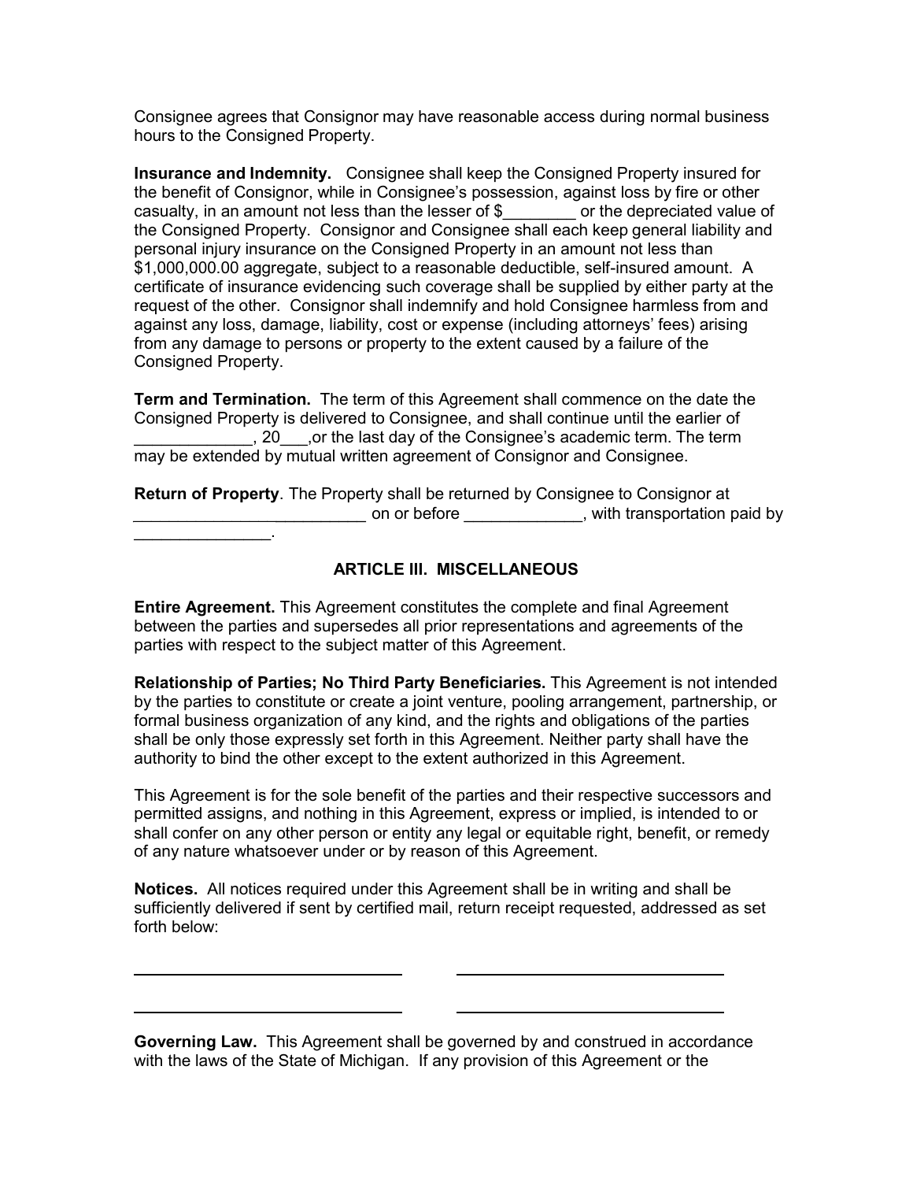Consignee agrees that Consignor may have reasonable access during normal business hours to the Consigned Property.

**Insurance and Indemnity.** Consignee shall keep the Consigned Property insured for the benefit of Consignor, while in Consignee's possession, against loss by fire or other casualty, in an amount not less than the lesser of $________ or the depreciated value of the Consigned Property. Consignor and Consignee shall each keep general liability and personal injury insurance on the Consigned Property in an amount not less than $1,000,000.00 aggregate, subject to a reasonable deductible, self-insured amount. A certificate of insurance evidencing such coverage shall be supplied by either party at the request of the other. Consignor shall indemnify and hold Consignee harmless from and against any loss, damage, liability, cost or expense (including attorneys' fees) arising from any damage to persons or property to the extent caused by a failure of the Consigned Property.

**Term and Termination.** The term of this Agreement shall commence on the date the Consigned Property is delivered to Consignee, and shall continue until the earlier of _____________, 20___,or the last day of the Consignee's academic term. The term may be extended by mutual written agreement of Consignor and Consignee.

**Return of Property**. The Property shall be returned by Consignee to Consignor at _________________________ on or before _____________, with transportation paid by _______________.

## ARTICLE III. MISCELLANEOUS

**Entire Agreement.** This Agreement constitutes the complete and final Agreement between the parties and supersedes all prior representations and agreements of the parties with respect to the subject matter of this Agreement.

**Relationship of Parties; No Third Party Beneficiaries.** This Agreement is not intended by the parties to constitute or create a joint venture, pooling arrangement, partnership, or formal business organization of any kind, and the rights and obligations of the parties shall be only those expressly set forth in this Agreement. Neither party shall have the authority to bind the other except to the extent authorized in this Agreement.

This Agreement is for the sole benefit of the parties and their respective successors and permitted assigns, and nothing in this Agreement, express or implied, is intended to or shall confer on any other person or entity any legal or equitable right, benefit, or remedy of any nature whatsoever under or by reason of this Agreement.

**Notices.** All notices required under this Agreement shall be in writing and shall be sufficiently delivered if sent by certified mail, return receipt requested, addressed as set forth below:

______________________________ ______________________________

______________________________ ______________________________

**Governing Law.** This Agreement shall be governed by and construed in accordance with the laws of the State of Michigan. If any provision of this Agreement or the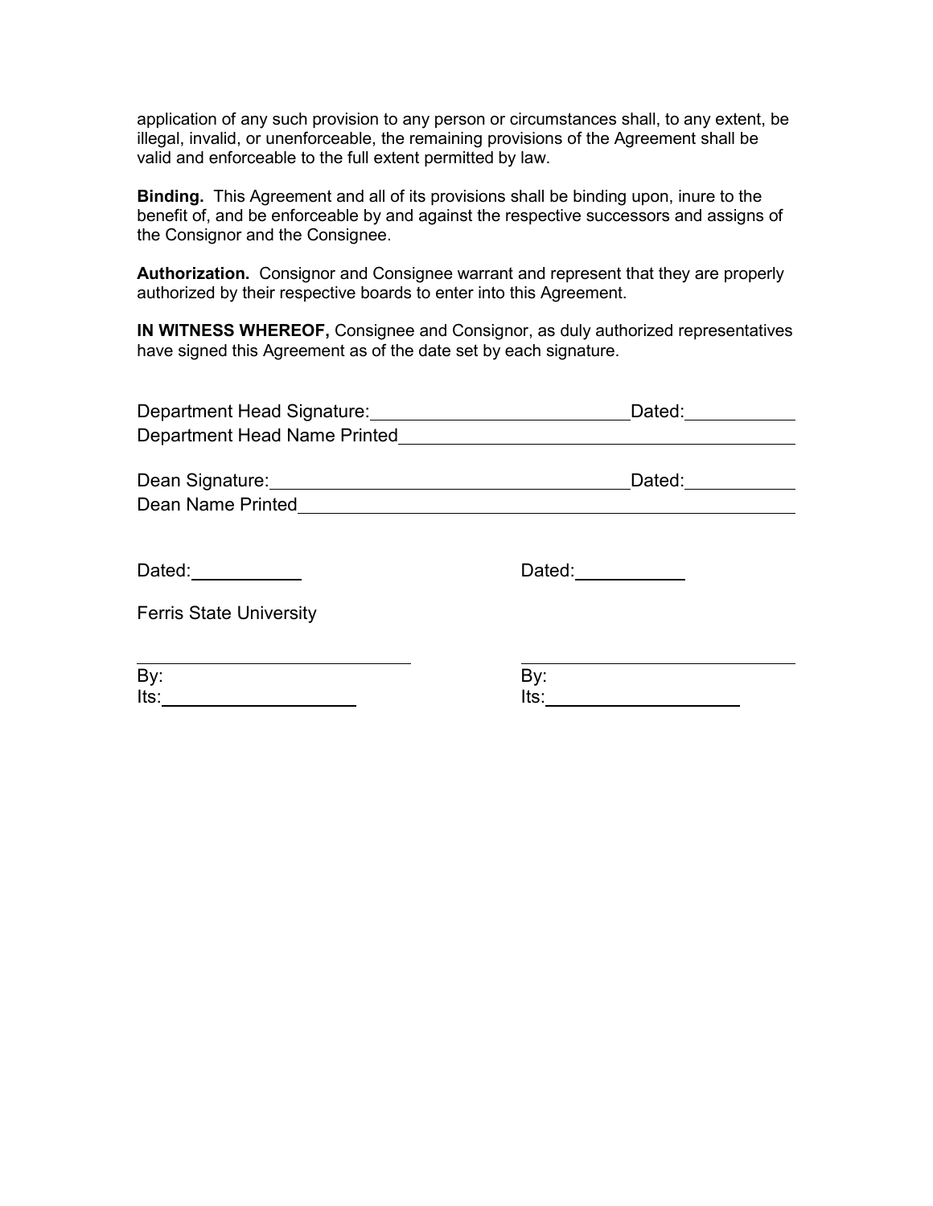application of any such provision to any person or circumstances shall, to any extent, be illegal, invalid, or unenforceable, the remaining provisions of the Agreement shall be valid and enforceable to the full extent permitted by law.

**Binding.** This Agreement and all of its provisions shall be binding upon, inure to the benefit of, and be enforceable by and against the respective successors and assigns of the Consignor and the Consignee.

**Authorization.** Consignor and Consignee warrant and represent that they are properly authorized by their respective boards to enter into this Agreement.

**IN WITNESS WHEREOF,** Consignee and Consignor, as duly authorized representatives have signed this Agreement as of the date set by each signature.

Department Head Signature:_______________________________ Dated:__________

Department Head Name Printed_______________________________________________

Dean Signature:_______________________________________ Dated:__________

Dean Name Printed_____________________________________________________

Dated:__________

Ferris State University

_____________________________

By:

Its:____________________

Dated:__________

_____________________________

By:

Its:____________________